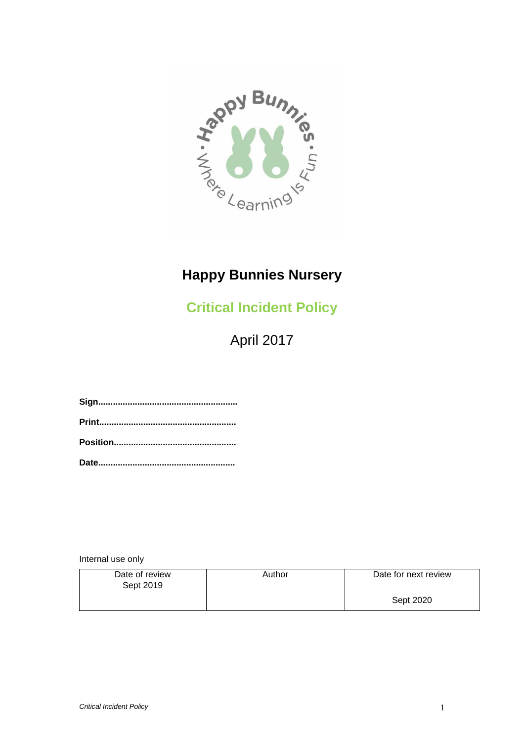# Happy Bunnies Nursery

## Critical Incident Policy

April 2017

**Sign........................................................**

**Print.......................................................**

**Position.................................................**

**Date.......................................................**

Internal use only

| Date of review | Author | Date for next review |
|---|---|---|
| Sept 2019 | | Sept 2020 |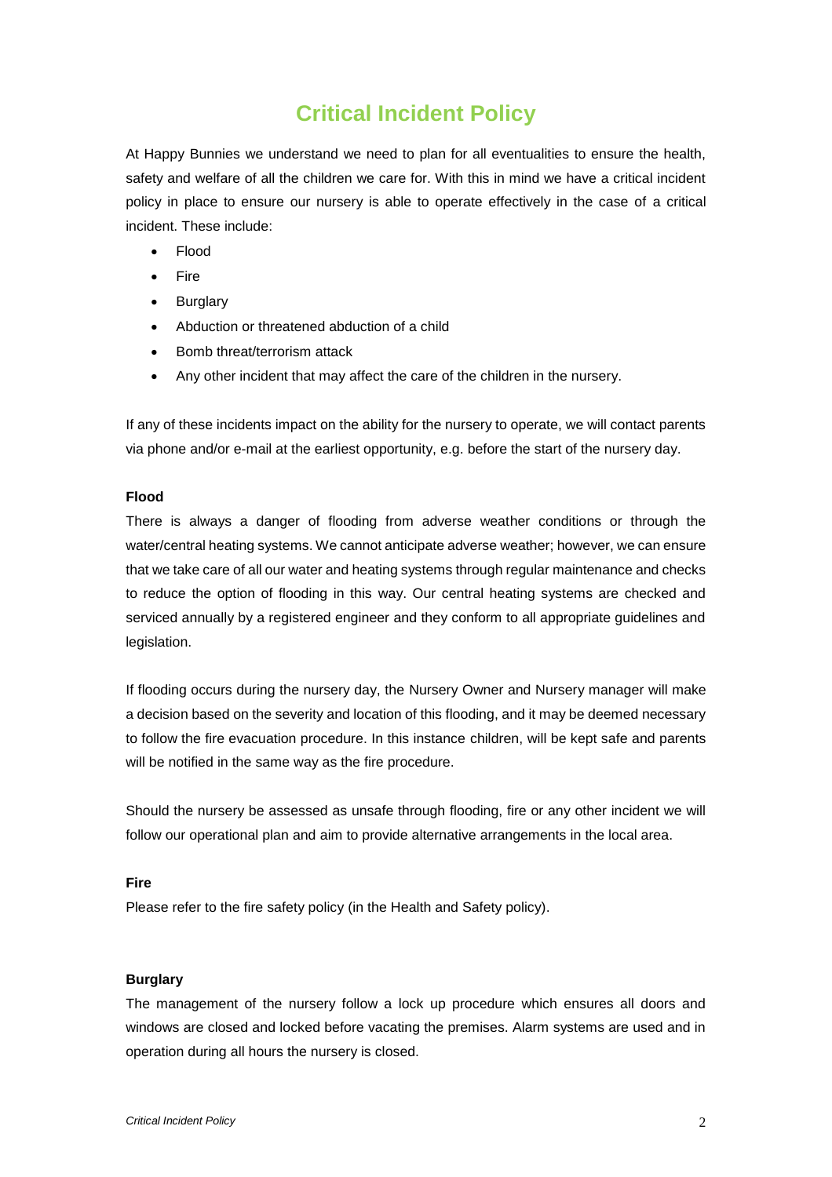# Critical Incident Policy

At Happy Bunnies we understand we need to plan for all eventualities to ensure the health, safety and welfare of all the children we care for. With this in mind we have a critical incident policy in place to ensure our nursery is able to operate effectively in the case of a critical incident. These include:

- Flood
- Fire
- Burglary
- Abduction or threatened abduction of a child
- Bomb threat/terrorism attack
- Any other incident that may affect the care of the children in the nursery.

If any of these incidents impact on the ability for the nursery to operate, we will contact parents via phone and/or e-mail at the earliest opportunity, e.g. before the start of the nursery day.

**Flood**

There is always a danger of flooding from adverse weather conditions or through the water/central heating systems. We cannot anticipate adverse weather; however, we can ensure that we take care of all our water and heating systems through regular maintenance and checks to reduce the option of flooding in this way. Our central heating systems are checked and serviced annually by a registered engineer and they conform to all appropriate guidelines and legislation.

If flooding occurs during the nursery day, the Nursery Owner and Nursery manager will make a decision based on the severity and location of this flooding, and it may be deemed necessary to follow the fire evacuation procedure. In this instance children, will be kept safe and parents will be notified in the same way as the fire procedure.

Should the nursery be assessed as unsafe through flooding, fire or any other incident we will follow our operational plan and aim to provide alternative arrangements in the local area.

**Fire**

Please refer to the fire safety policy (in the Health and Safety policy).

**Burglary**

The management of the nursery follow a lock up procedure which ensures all doors and windows are closed and locked before vacating the premises. Alarm systems are used and in operation during all hours the nursery is closed.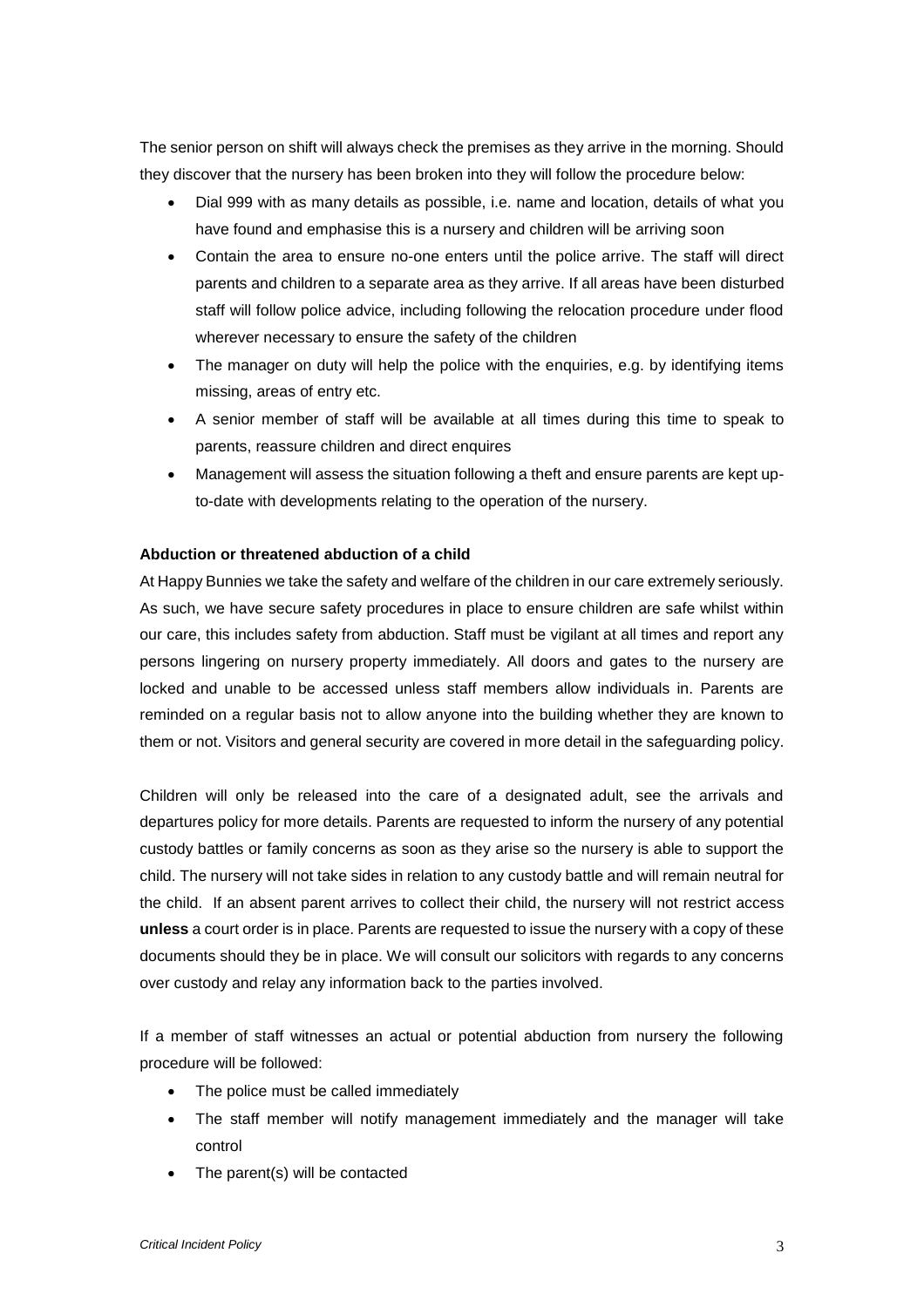The senior person on shift will always check the premises as they arrive in the morning. Should they discover that the nursery has been broken into they will follow the procedure below:

- Dial 999 with as many details as possible, i.e. name and location, details of what you have found and emphasise this is a nursery and children will be arriving soon
- Contain the area to ensure no-one enters until the police arrive. The staff will direct parents and children to a separate area as they arrive. If all areas have been disturbed staff will follow police advice, including following the relocation procedure under flood wherever necessary to ensure the safety of the children
- The manager on duty will help the police with the enquiries, e.g. by identifying items missing, areas of entry etc.
- A senior member of staff will be available at all times during this time to speak to parents, reassure children and direct enquires
- Management will assess the situation following a theft and ensure parents are kept up-to-date with developments relating to the operation of the nursery.

**Abduction or threatened abduction of a child**

At Happy Bunnies we take the safety and welfare of the children in our care extremely seriously. As such, we have secure safety procedures in place to ensure children are safe whilst within our care, this includes safety from abduction. Staff must be vigilant at all times and report any persons lingering on nursery property immediately. All doors and gates to the nursery are locked and unable to be accessed unless staff members allow individuals in. Parents are reminded on a regular basis not to allow anyone into the building whether they are known to them or not. Visitors and general security are covered in more detail in the safeguarding policy.

Children will only be released into the care of a designated adult, see the arrivals and departures policy for more details. Parents are requested to inform the nursery of any potential custody battles or family concerns as soon as they arise so the nursery is able to support the child. The nursery will not take sides in relation to any custody battle and will remain neutral for the child. If an absent parent arrives to collect their child, the nursery will not restrict access **unless** a court order is in place. Parents are requested to issue the nursery with a copy of these documents should they be in place. We will consult our solicitors with regards to any concerns over custody and relay any information back to the parties involved.

If a member of staff witnesses an actual or potential abduction from nursery the following procedure will be followed:

- The police must be called immediately
- The staff member will notify management immediately and the manager will take control
- The parent(s) will be contacted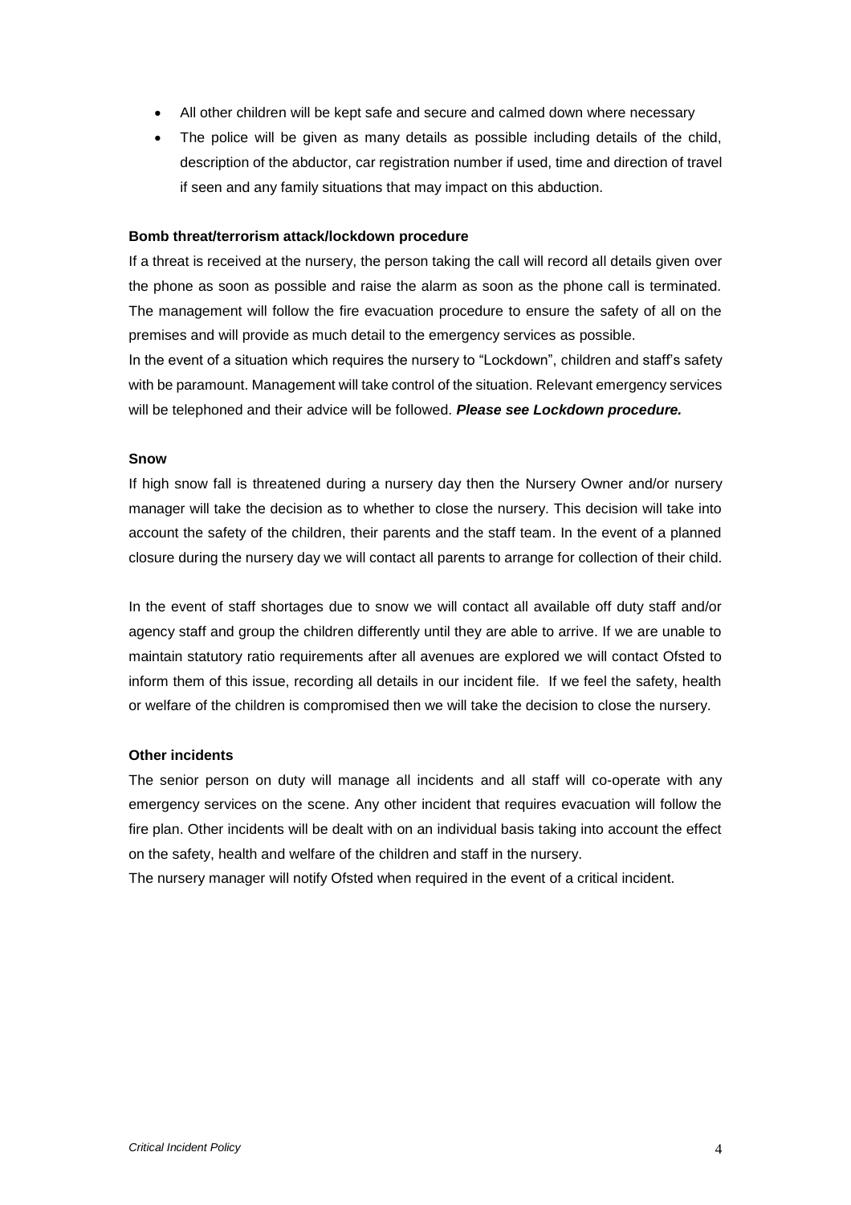- All other children will be kept safe and secure and calmed down where necessary
- The police will be given as many details as possible including details of the child, description of the abductor, car registration number if used, time and direction of travel if seen and any family situations that may impact on this abduction.

**Bomb threat/terrorism attack/lockdown procedure**

If a threat is received at the nursery, the person taking the call will record all details given over the phone as soon as possible and raise the alarm as soon as the phone call is terminated. The management will follow the fire evacuation procedure to ensure the safety of all on the premises and will provide as much detail to the emergency services as possible.

In the event of a situation which requires the nursery to "Lockdown", children and staff's safety with be paramount. Management will take control of the situation. Relevant emergency services will be telephoned and their advice will be followed. ***Please see Lockdown procedure.***

**Snow**

If high snow fall is threatened during a nursery day then the Nursery Owner and/or nursery manager will take the decision as to whether to close the nursery. This decision will take into account the safety of the children, their parents and the staff team. In the event of a planned closure during the nursery day we will contact all parents to arrange for collection of their child.

In the event of staff shortages due to snow we will contact all available off duty staff and/or agency staff and group the children differently until they are able to arrive. If we are unable to maintain statutory ratio requirements after all avenues are explored we will contact Ofsted to inform them of this issue, recording all details in our incident file. If we feel the safety, health or welfare of the children is compromised then we will take the decision to close the nursery.

**Other incidents**

The senior person on duty will manage all incidents and all staff will co-operate with any emergency services on the scene. Any other incident that requires evacuation will follow the fire plan. Other incidents will be dealt with on an individual basis taking into account the effect on the safety, health and welfare of the children and staff in the nursery.

The nursery manager will notify Ofsted when required in the event of a critical incident.